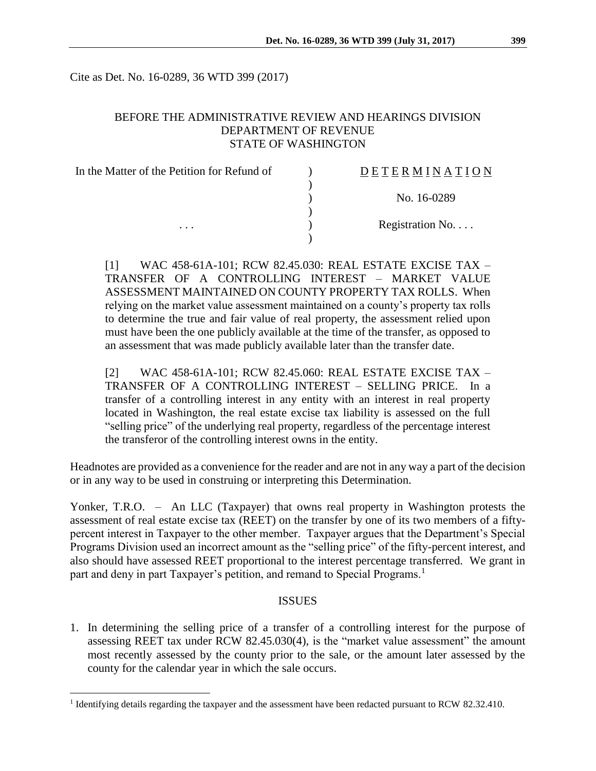Cite as Det. No. 16-0289, 36 WTD 399 (2017)

BEFORE THE ADMINISTRATIVE REVIEW AND HEARINGS DIVISION
DEPARTMENT OF REVENUE
STATE OF WASHINGTON

| | | |
|---|---|---|
| In the Matter of the Petition for Refund of | ) | DETERMINATION |
| | ) | |
| | ) | No. 16-0289 |
| | ) | |
| . . . | ) | Registration No. . . . |
| | ) | |

[1] WAC 458-61A-101; RCW 82.45.030: REAL ESTATE EXCISE TAX – TRANSFER OF A CONTROLLING INTEREST – MARKET VALUE ASSESSMENT MAINTAINED ON COUNTY PROPERTY TAX ROLLS. When relying on the market value assessment maintained on a county's property tax rolls to determine the true and fair value of real property, the assessment relied upon must have been the one publicly available at the time of the transfer, as opposed to an assessment that was made publicly available later than the transfer date.

[2] WAC 458-61A-101; RCW 82.45.060: REAL ESTATE EXCISE TAX – TRANSFER OF A CONTROLLING INTEREST – SELLING PRICE. In a transfer of a controlling interest in any entity with an interest in real property located in Washington, the real estate excise tax liability is assessed on the full "selling price" of the underlying real property, regardless of the percentage interest the transferor of the controlling interest owns in the entity.

Headnotes are provided as a convenience for the reader and are not in any way a part of the decision or in any way to be used in construing or interpreting this Determination.

Yonker, T.R.O. – An LLC (Taxpayer) that owns real property in Washington protests the assessment of real estate excise tax (REET) on the transfer by one of its two members of a fifty-percent interest in Taxpayer to the other member. Taxpayer argues that the Department's Special Programs Division used an incorrect amount as the "selling price" of the fifty-percent interest, and also should have assessed REET proportional to the interest percentage transferred. We grant in part and deny in part Taxpayer's petition, and remand to Special Programs.[1]

## ISSUES

1. In determining the selling price of a transfer of a controlling interest for the purpose of assessing REET tax under RCW 82.45.030(4), is the "market value assessment" the amount most recently assessed by the county prior to the sale, or the amount later assessed by the county for the calendar year in which the sale occurs.

[1] Identifying details regarding the taxpayer and the assessment have been redacted pursuant to RCW 82.32.410.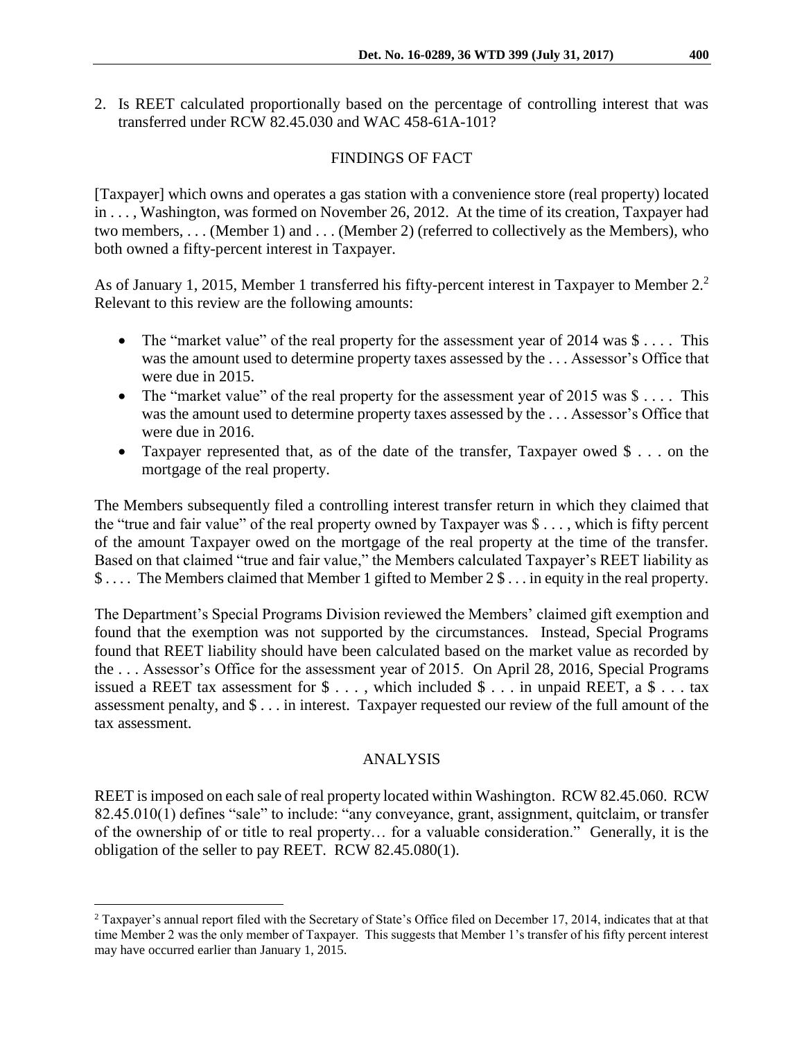2. Is REET calculated proportionally based on the percentage of controlling interest that was transferred under RCW 82.45.030 and WAC 458-61A-101?

## FINDINGS OF FACT

[Taxpayer] which owns and operates a gas station with a convenience store (real property) located in . . . , Washington, was formed on November 26, 2012. At the time of its creation, Taxpayer had two members, . . . (Member 1) and . . . (Member 2) (referred to collectively as the Members), who both owned a fifty-percent interest in Taxpayer.

As of January 1, 2015, Member 1 transferred his fifty-percent interest in Taxpayer to Member 2.[2] Relevant to this review are the following amounts:

- The "market value" of the real property for the assessment year of 2014 was $ . . . . This was the amount used to determine property taxes assessed by the . . . Assessor's Office that were due in 2015.
- The "market value" of the real property for the assessment year of 2015 was $ . . . . This was the amount used to determine property taxes assessed by the . . . Assessor's Office that were due in 2016.
- Taxpayer represented that, as of the date of the transfer, Taxpayer owed $ . . . on the mortgage of the real property.

The Members subsequently filed a controlling interest transfer return in which they claimed that the "true and fair value" of the real property owned by Taxpayer was $ . . . , which is fifty percent of the amount Taxpayer owed on the mortgage of the real property at the time of the transfer. Based on that claimed "true and fair value," the Members calculated Taxpayer's REET liability as $ . . . . The Members claimed that Member 1 gifted to Member 2 $ . . . in equity in the real property.

The Department's Special Programs Division reviewed the Members' claimed gift exemption and found that the exemption was not supported by the circumstances. Instead, Special Programs found that REET liability should have been calculated based on the market value as recorded by the . . . Assessor's Office for the assessment year of 2015. On April 28, 2016, Special Programs issued a REET tax assessment for $ . . . , which included $ . . . in unpaid REET, a $ . . . tax assessment penalty, and $ . . . in interest. Taxpayer requested our review of the full amount of the tax assessment.

## ANALYSIS

REET is imposed on each sale of real property located within Washington. RCW 82.45.060. RCW 82.45.010(1) defines "sale" to include: "any conveyance, grant, assignment, quitclaim, or transfer of the ownership of or title to real property… for a valuable consideration." Generally, it is the obligation of the seller to pay REET. RCW 82.45.080(1).

[2] Taxpayer's annual report filed with the Secretary of State's Office filed on December 17, 2014, indicates that at that time Member 2 was the only member of Taxpayer. This suggests that Member 1's transfer of his fifty percent interest may have occurred earlier than January 1, 2015.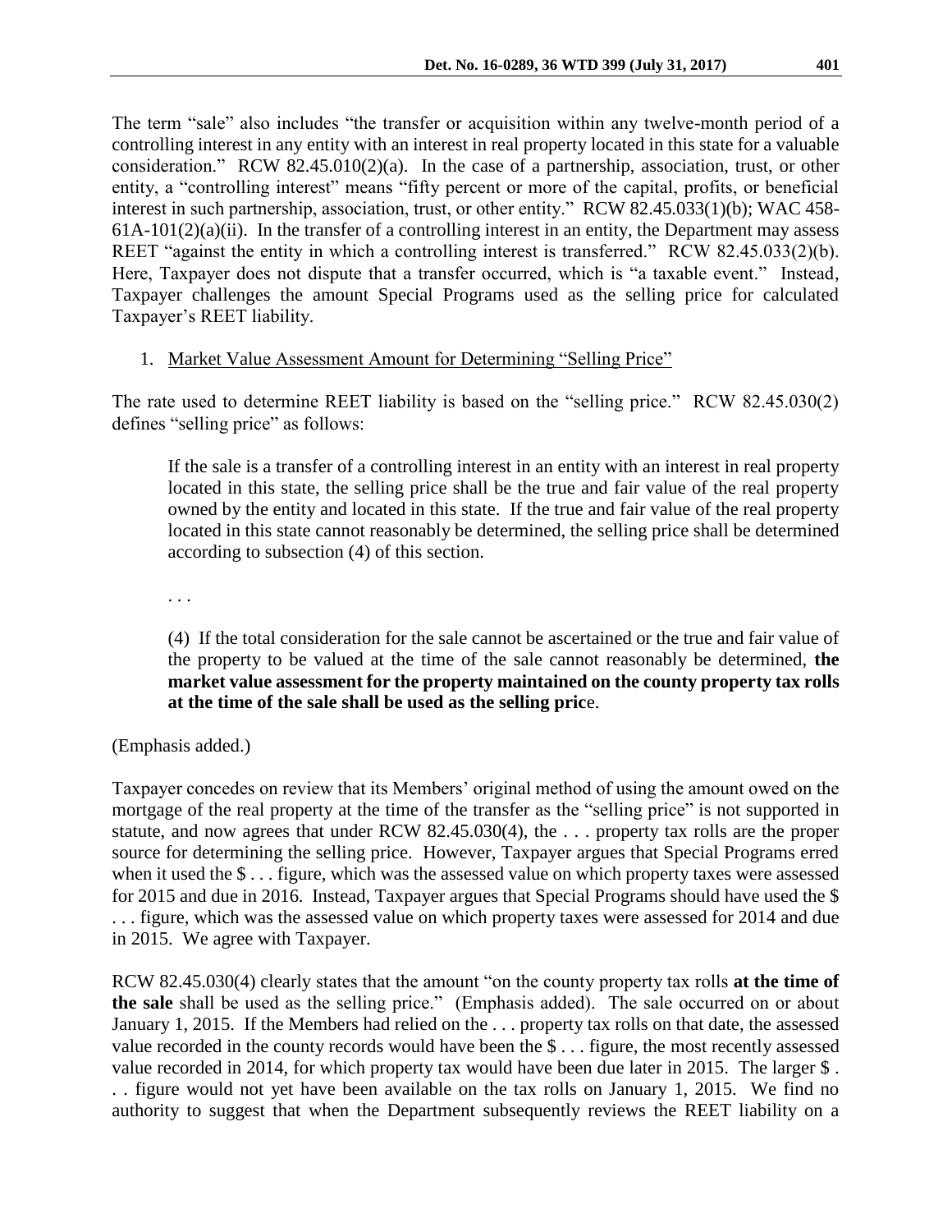The term "sale" also includes "the transfer or acquisition within any twelve-month period of a controlling interest in any entity with an interest in real property located in this state for a valuable consideration." RCW 82.45.010(2)(a). In the case of a partnership, association, trust, or other entity, a "controlling interest" means "fifty percent or more of the capital, profits, or beneficial interest in such partnership, association, trust, or other entity." RCW 82.45.033(1)(b); WAC 458-61A-101(2)(a)(ii). In the transfer of a controlling interest in an entity, the Department may assess REET "against the entity in which a controlling interest is transferred." RCW 82.45.033(2)(b). Here, Taxpayer does not dispute that a transfer occurred, which is "a taxable event." Instead, Taxpayer challenges the amount Special Programs used as the selling price for calculated Taxpayer's REET liability.

1. <u>Market Value Assessment Amount for Determining "Selling Price"</u>

The rate used to determine REET liability is based on the "selling price." RCW 82.45.030(2) defines "selling price" as follows:

> If the sale is a transfer of a controlling interest in an entity with an interest in real property located in this state, the selling price shall be the true and fair value of the real property owned by the entity and located in this state. If the true and fair value of the real property located in this state cannot reasonably be determined, the selling price shall be determined according to subsection (4) of this section.
>
> . . .
>
> (4) If the total consideration for the sale cannot be ascertained or the true and fair value of the property to be valued at the time of the sale cannot reasonably be determined, **the market value assessment for the property maintained on the county property tax rolls at the time of the sale shall be used as the selling pric**e.

(Emphasis added.)

Taxpayer concedes on review that its Members' original method of using the amount owed on the mortgage of the real property at the time of the transfer as the "selling price" is not supported in statute, and now agrees that under RCW 82.45.030(4), the . . . property tax rolls are the proper source for determining the selling price. However, Taxpayer argues that Special Programs erred when it used the $ . . . figure, which was the assessed value on which property taxes were assessed for 2015 and due in 2016. Instead, Taxpayer argues that Special Programs should have used the $ . . . figure, which was the assessed value on which property taxes were assessed for 2014 and due in 2015. We agree with Taxpayer.

RCW 82.45.030(4) clearly states that the amount "on the county property tax rolls **at the time of the sale** shall be used as the selling price." (Emphasis added). The sale occurred on or about January 1, 2015. If the Members had relied on the . . . property tax rolls on that date, the assessed value recorded in the county records would have been the $ . . . figure, the most recently assessed value recorded in 2014, for which property tax would have been due later in 2015. The larger $ . . . figure would not yet have been available on the tax rolls on January 1, 2015. We find no authority to suggest that when the Department subsequently reviews the REET liability on a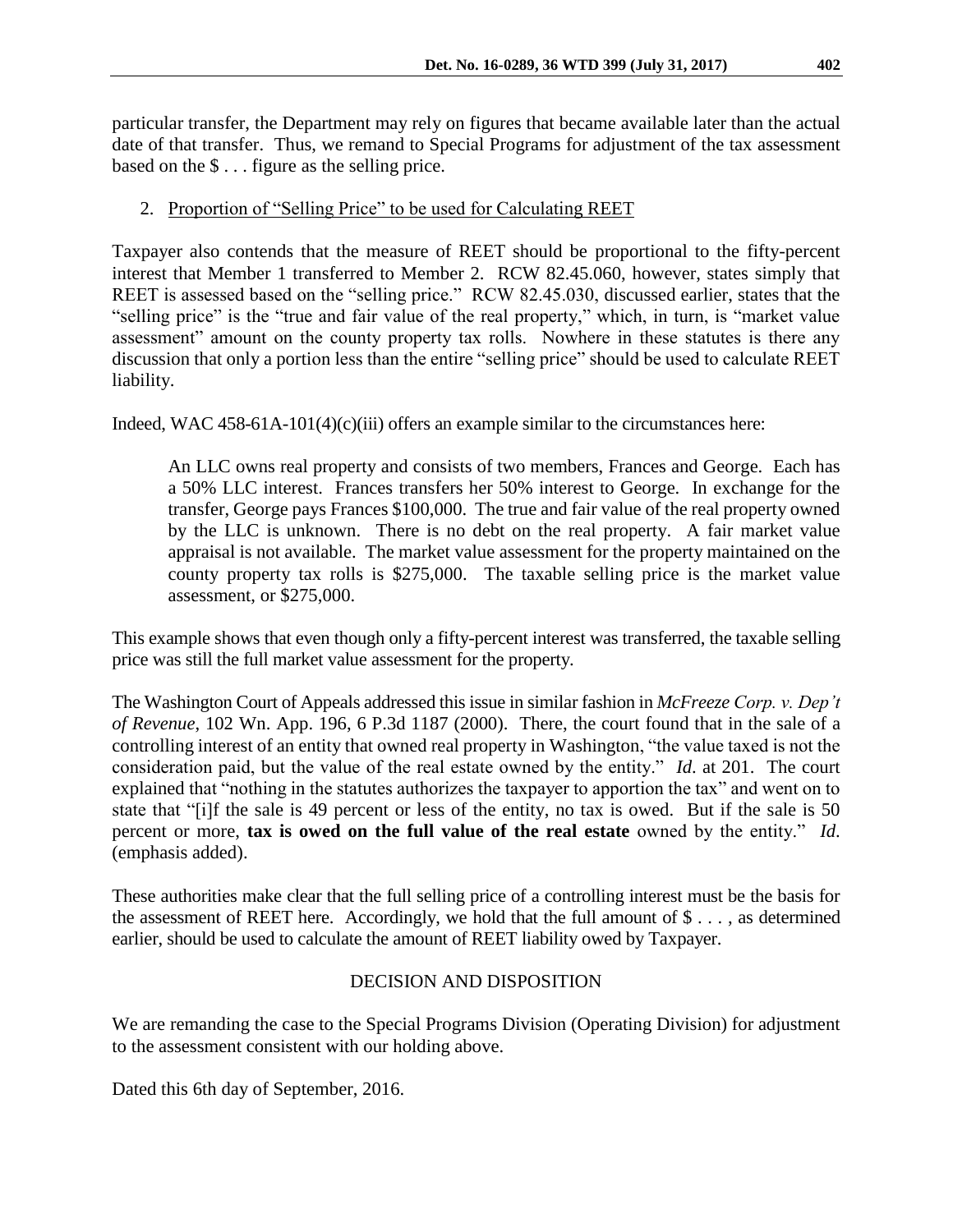particular transfer, the Department may rely on figures that became available later than the actual date of that transfer. Thus, we remand to Special Programs for adjustment of the tax assessment based on the $ . . . figure as the selling price.

2. Proportion of "Selling Price" to be used for Calculating REET

Taxpayer also contends that the measure of REET should be proportional to the fifty-percent interest that Member 1 transferred to Member 2. RCW 82.45.060, however, states simply that REET is assessed based on the "selling price." RCW 82.45.030, discussed earlier, states that the "selling price" is the "true and fair value of the real property," which, in turn, is "market value assessment" amount on the county property tax rolls. Nowhere in these statutes is there any discussion that only a portion less than the entire "selling price" should be used to calculate REET liability.

Indeed, WAC 458-61A-101(4)(c)(iii) offers an example similar to the circumstances here:

> An LLC owns real property and consists of two members, Frances and George. Each has a 50% LLC interest. Frances transfers her 50% interest to George. In exchange for the transfer, George pays Frances $100,000. The true and fair value of the real property owned by the LLC is unknown. There is no debt on the real property. A fair market value appraisal is not available. The market value assessment for the property maintained on the county property tax rolls is $275,000. The taxable selling price is the market value assessment, or $275,000.

This example shows that even though only a fifty-percent interest was transferred, the taxable selling price was still the full market value assessment for the property.

The Washington Court of Appeals addressed this issue in similar fashion in *McFreeze Corp. v. Dep't of Revenue*, 102 Wn. App. 196, 6 P.3d 1187 (2000). There, the court found that in the sale of a controlling interest of an entity that owned real property in Washington, "the value taxed is not the consideration paid, but the value of the real estate owned by the entity." *Id.* at 201. The court explained that "nothing in the statutes authorizes the taxpayer to apportion the tax" and went on to state that "[i]f the sale is 49 percent or less of the entity, no tax is owed. But if the sale is 50 percent or more, **tax is owed on the full value of the real estate** owned by the entity." *Id.* (emphasis added).

These authorities make clear that the full selling price of a controlling interest must be the basis for the assessment of REET here. Accordingly, we hold that the full amount of $ . . . , as determined earlier, should be used to calculate the amount of REET liability owed by Taxpayer.

## DECISION AND DISPOSITION

We are remanding the case to the Special Programs Division (Operating Division) for adjustment to the assessment consistent with our holding above.

Dated this 6th day of September, 2016.